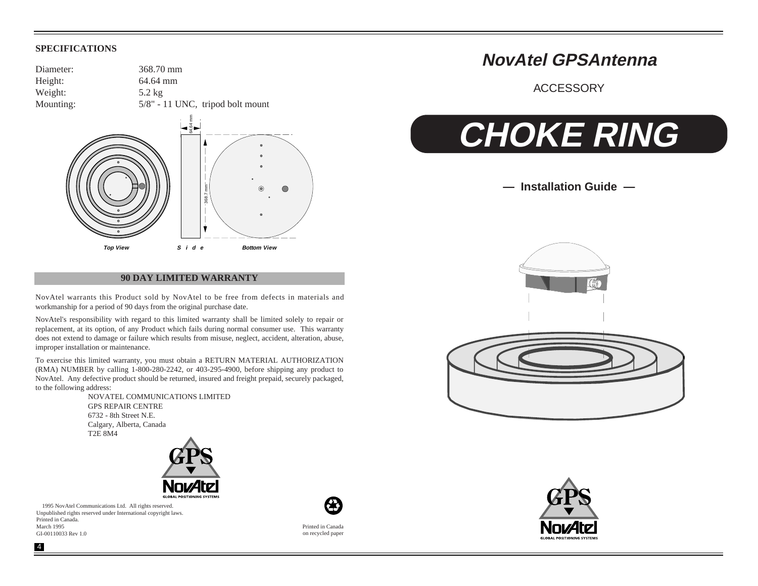## SPECIFICATIONS

| | |
|---|---|
| Diameter: | 368.70 mm |
| Height: | 64.64 mm |
| Weight: | 5.2 kg |
| Mounting: | 5/8" - 11 UNC, tripod bolt mount |

64.64 mm

368.7 mm

*Top View* *Side* *Bottom View*

## 90 DAY LIMITED WARRANTY

NovAtel warrants this Product sold by NovAtel to be free from defects in materials and workmanship for a period of 90 days from the original purchase date.

NovAtel's responsibility with regard to this limited warranty shall be limited solely to repair or replacement, at its option, of any Product which fails during normal consumer use. This warranty does not extend to damage or failure which results from misuse, neglect, accident, alteration, abuse, improper installation or maintenance.

To exercise this limited warranty, you must obtain a RETURN MATERIAL AUTHORIZATION (RMA) NUMBER by calling 1-800-280-2242, or 403-295-4900, before shipping any product to NovAtel. Any defective product should be returned, insured and freight prepaid, securely packaged, to the following address:

NOVATEL COMMUNICATIONS LIMITED
GPS REPAIR CENTRE
6732 - 8th Street N.E.
Calgary, Alberta, Canada
T2E 8M4

GPS NovAtel GLOBAL POSITIONING SYSTEMS

1995 NovAtel Communications Ltd. All rights reserved.
Unpublished rights reserved under International copyright laws.
Printed in Canada.
March 1995
GI-00110033 Rev 1.0

Printed in Canada
on recycled paper

# *NovAtel GPSAntenna*

ACCESSORY

# *CHOKE RING*

## — Installation Guide —

GPS NovAtel GLOBAL POSITIONING SYSTEMS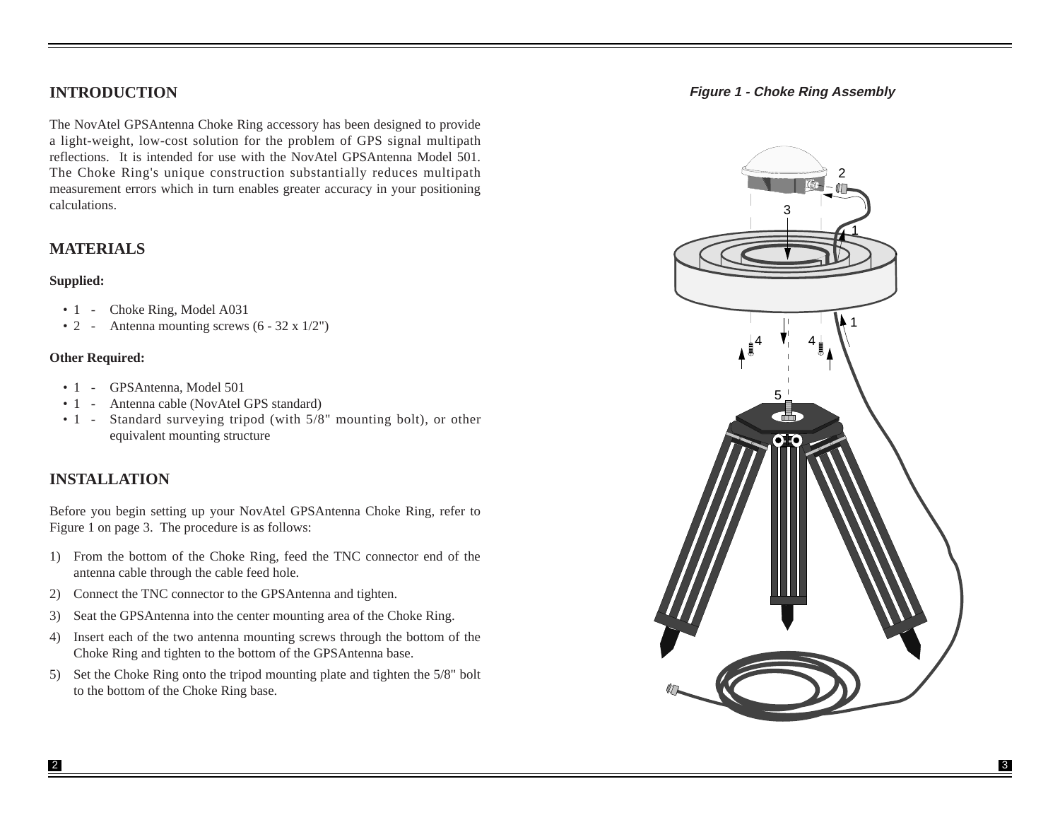## INTRODUCTION

The NovAtel GPSAntenna Choke Ring accessory has been designed to provide a light-weight, low-cost solution for the problem of GPS signal multipath reflections. It is intended for use with the NovAtel GPSAntenna Model 501. The Choke Ring's unique construction substantially reduces multipath measurement errors which in turn enables greater accuracy in your positioning calculations.

## MATERIALS

**Supplied:**

- 1 - Choke Ring, Model A031
- 2 - Antenna mounting screws (6 - 32 x 1/2")

**Other Required:**

- 1 - GPSAntenna, Model 501
- 1 - Antenna cable (NovAtel GPS standard)
- 1 - Standard surveying tripod (with 5/8" mounting bolt), or other equivalent mounting structure

## INSTALLATION

Before you begin setting up your NovAtel GPSAntenna Choke Ring, refer to Figure 1 on page 3. The procedure is as follows:

1) From the bottom of the Choke Ring, feed the TNC connector end of the antenna cable through the cable feed hole.
2) Connect the TNC connector to the GPSAntenna and tighten.
3) Seat the GPSAntenna into the center mounting area of the Choke Ring.
4) Insert each of the two antenna mounting screws through the bottom of the Choke Ring and tighten to the bottom of the GPSAntenna base.
5) Set the Choke Ring onto the tripod mounting plate and tighten the 5/8" bolt to the bottom of the Choke Ring base.

*Figure 1 - Choke Ring Assembly*

2

3

1

1

4

4

5